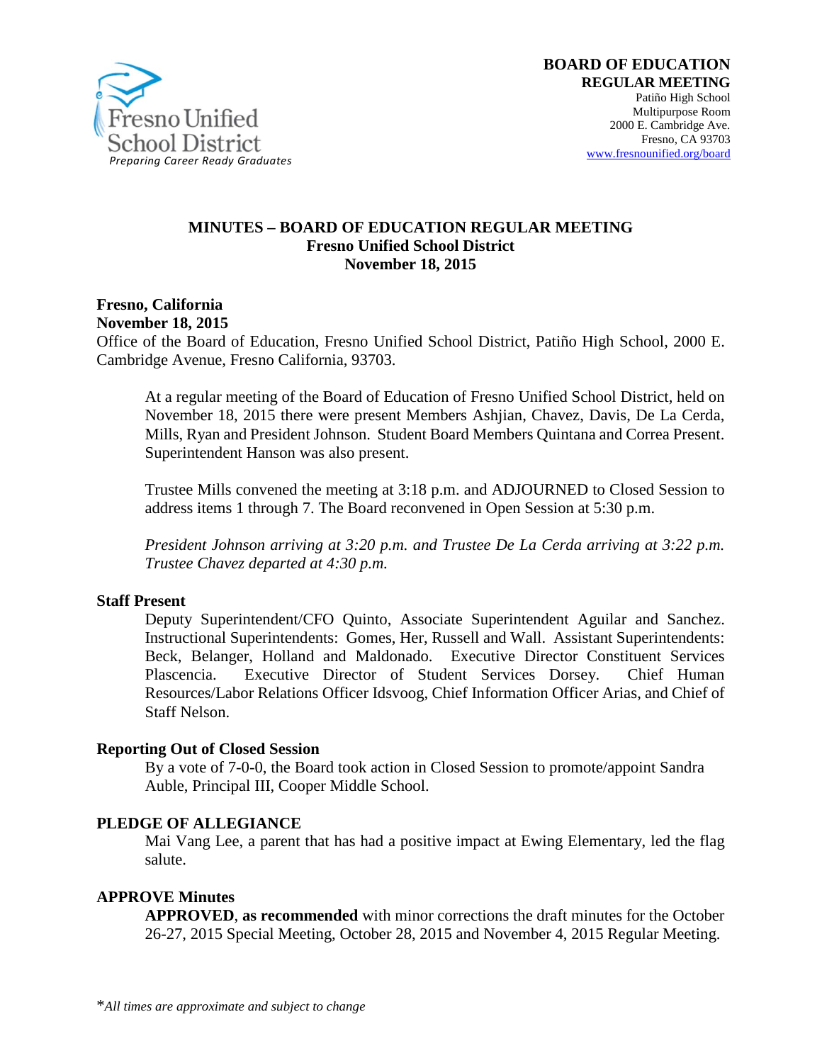Fresno Unified School District
*Preparing Career Ready Graduates*

**BOARD OF EDUCATION**
**REGULAR MEETING**
Patiño High School
Multipurpose Room
2000 E. Cambridge Ave.
Fresno, CA 93703
www.fresnounified.org/board

# MINUTES – BOARD OF EDUCATION REGULAR MEETING
## Fresno Unified School District
## November 18, 2015

**Fresno, California**
**November 18, 2015**
Office of the Board of Education, Fresno Unified School District, Patiño High School, 2000 E. Cambridge Avenue, Fresno California, 93703.

At a regular meeting of the Board of Education of Fresno Unified School District, held on November 18, 2015 there were present Members Ashjian, Chavez, Davis, De La Cerda, Mills, Ryan and President Johnson. Student Board Members Quintana and Correa Present. Superintendent Hanson was also present.

Trustee Mills convened the meeting at 3:18 p.m. and ADJOURNED to Closed Session to address items 1 through 7. The Board reconvened in Open Session at 5:30 p.m.

*President Johnson arriving at 3:20 p.m. and Trustee De La Cerda arriving at 3:22 p.m. Trustee Chavez departed at 4:30 p.m.*

**Staff Present**

Deputy Superintendent/CFO Quinto, Associate Superintendent Aguilar and Sanchez. Instructional Superintendents: Gomes, Her, Russell and Wall. Assistant Superintendents: Beck, Belanger, Holland and Maldonado. Executive Director Constituent Services Plascencia. Executive Director of Student Services Dorsey. Chief Human Resources/Labor Relations Officer Idsvoog, Chief Information Officer Arias, and Chief of Staff Nelson.

**Reporting Out of Closed Session**

By a vote of 7-0-0, the Board took action in Closed Session to promote/appoint Sandra Auble, Principal III, Cooper Middle School.

**PLEDGE OF ALLEGIANCE**

Mai Vang Lee, a parent that has had a positive impact at Ewing Elementary, led the flag salute.

**APPROVE Minutes**

**APPROVED**, **as recommended** with minor corrections the draft minutes for the October 26-27, 2015 Special Meeting, October 28, 2015 and November 4, 2015 Regular Meeting.

*\*All times are approximate and subject to change*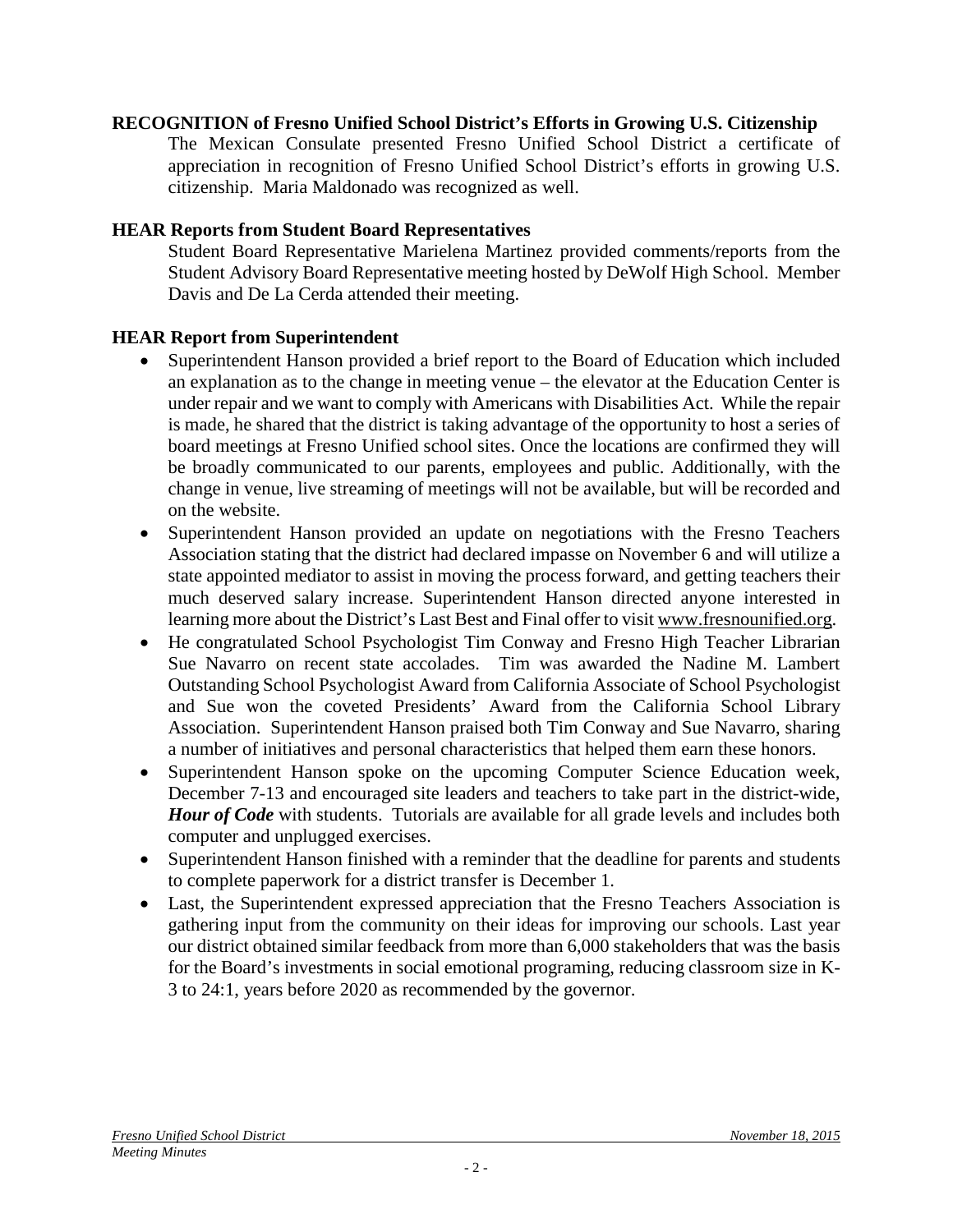**RECOGNITION of Fresno Unified School District's Efforts in Growing U.S. Citizenship**

The Mexican Consulate presented Fresno Unified School District a certificate of appreciation in recognition of Fresno Unified School District's efforts in growing U.S. citizenship. Maria Maldonado was recognized as well.

**HEAR Reports from Student Board Representatives**

Student Board Representative Marielena Martinez provided comments/reports from the Student Advisory Board Representative meeting hosted by DeWolf High School. Member Davis and De La Cerda attended their meeting.

**HEAR Report from Superintendent**

- Superintendent Hanson provided a brief report to the Board of Education which included an explanation as to the change in meeting venue – the elevator at the Education Center is under repair and we want to comply with Americans with Disabilities Act. While the repair is made, he shared that the district is taking advantage of the opportunity to host a series of board meetings at Fresno Unified school sites. Once the locations are confirmed they will be broadly communicated to our parents, employees and public. Additionally, with the change in venue, live streaming of meetings will not be available, but will be recorded and on the website.
- Superintendent Hanson provided an update on negotiations with the Fresno Teachers Association stating that the district had declared impasse on November 6 and will utilize a state appointed mediator to assist in moving the process forward, and getting teachers their much deserved salary increase. Superintendent Hanson directed anyone interested in learning more about the District's Last Best and Final offer to visit www.fresnounified.org.
- He congratulated School Psychologist Tim Conway and Fresno High Teacher Librarian Sue Navarro on recent state accolades. Tim was awarded the Nadine M. Lambert Outstanding School Psychologist Award from California Associate of School Psychologist and Sue won the coveted Presidents' Award from the California School Library Association. Superintendent Hanson praised both Tim Conway and Sue Navarro, sharing a number of initiatives and personal characteristics that helped them earn these honors.
- Superintendent Hanson spoke on the upcoming Computer Science Education week, December 7-13 and encouraged site leaders and teachers to take part in the district-wide, ***Hour of Code*** with students. Tutorials are available for all grade levels and includes both computer and unplugged exercises.
- Superintendent Hanson finished with a reminder that the deadline for parents and students to complete paperwork for a district transfer is December 1.
- Last, the Superintendent expressed appreciation that the Fresno Teachers Association is gathering input from the community on their ideas for improving our schools. Last year our district obtained similar feedback from more than 6,000 stakeholders that was the basis for the Board's investments in social emotional programing, reducing classroom size in K-3 to 24:1, years before 2020 as recommended by the governor.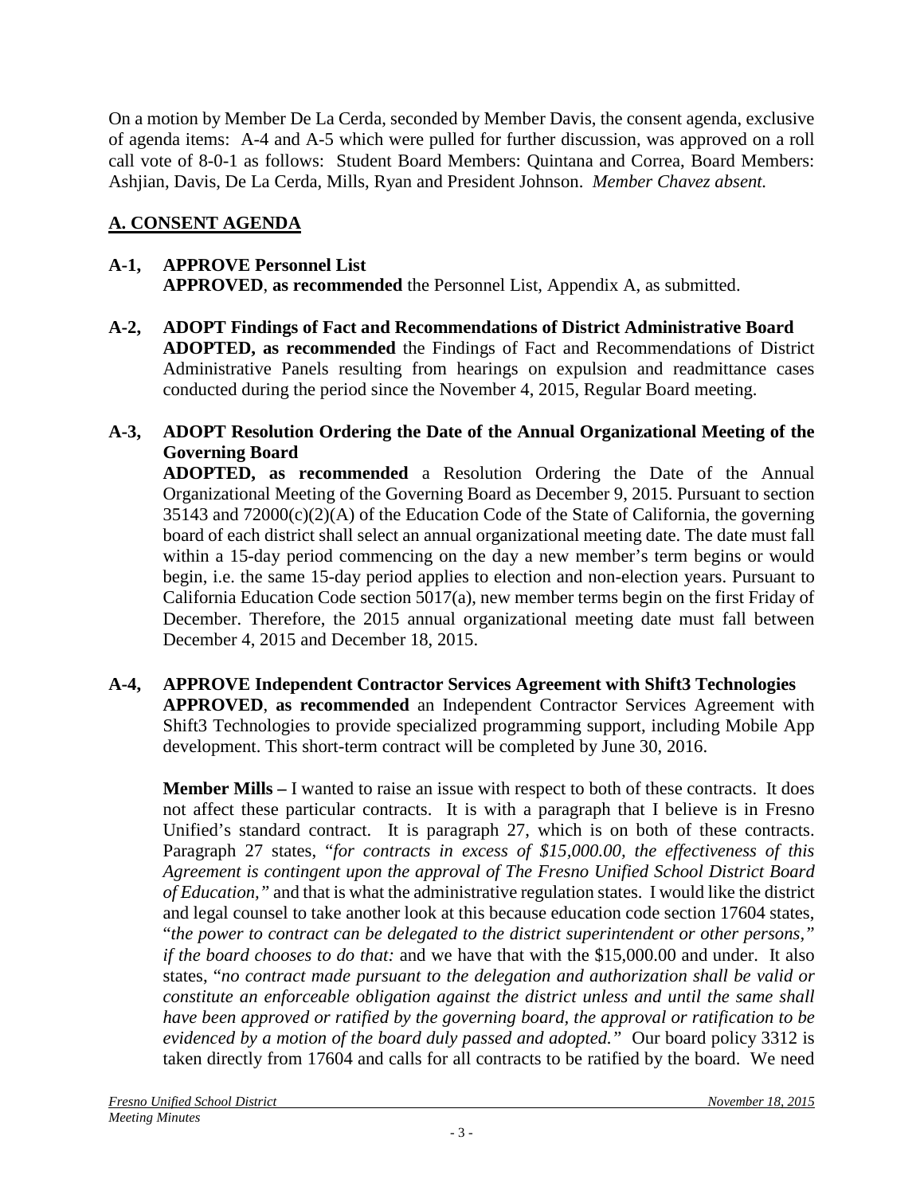On a motion by Member De La Cerda, seconded by Member Davis, the consent agenda, exclusive of agenda items: A-4 and A-5 which were pulled for further discussion, was approved on a roll call vote of 8-0-1 as follows: Student Board Members: Quintana and Correa, Board Members: Ashjian, Davis, De La Cerda, Mills, Ryan and President Johnson. *Member Chavez absent.*

## A. CONSENT AGENDA

**A-1, APPROVE Personnel List**
**APPROVED**, **as recommended** the Personnel List, Appendix A, as submitted.

**A-2, ADOPT Findings of Fact and Recommendations of District Administrative Board**
**ADOPTED, as recommended** the Findings of Fact and Recommendations of District Administrative Panels resulting from hearings on expulsion and readmittance cases conducted during the period since the November 4, 2015, Regular Board meeting.

**A-3, ADOPT Resolution Ordering the Date of the Annual Organizational Meeting of the Governing Board**
**ADOPTED, as recommended** a Resolution Ordering the Date of the Annual Organizational Meeting of the Governing Board as December 9, 2015. Pursuant to section 35143 and 72000(c)(2)(A) of the Education Code of the State of California, the governing board of each district shall select an annual organizational meeting date. The date must fall within a 15-day period commencing on the day a new member's term begins or would begin, i.e. the same 15-day period applies to election and non-election years. Pursuant to California Education Code section 5017(a), new member terms begin on the first Friday of December. Therefore, the 2015 annual organizational meeting date must fall between December 4, 2015 and December 18, 2015.

**A-4, APPROVE Independent Contractor Services Agreement with Shift3 Technologies**
**APPROVED**, **as recommended** an Independent Contractor Services Agreement with Shift3 Technologies to provide specialized programming support, including Mobile App development. This short-term contract will be completed by June 30, 2016.

**Member Mills –** I wanted to raise an issue with respect to both of these contracts. It does not affect these particular contracts. It is with a paragraph that I believe is in Fresno Unified's standard contract. It is paragraph 27, which is on both of these contracts. Paragraph 27 states, "*for contracts in excess of $15,000.00, the effectiveness of this Agreement is contingent upon the approval of The Fresno Unified School District Board of Education,*" and that is what the administrative regulation states. I would like the district and legal counsel to take another look at this because education code section 17604 states, "*the power to contract can be delegated to the district superintendent or other persons," if the board chooses to do that:* and we have that with the $15,000.00 and under. It also states, "*no contract made pursuant to the delegation and authorization shall be valid or constitute an enforceable obligation against the district unless and until the same shall have been approved or ratified by the governing board, the approval or ratification to be evidenced by a motion of the board duly passed and adopted."* Our board policy 3312 is taken directly from 17604 and calls for all contracts to be ratified by the board. We need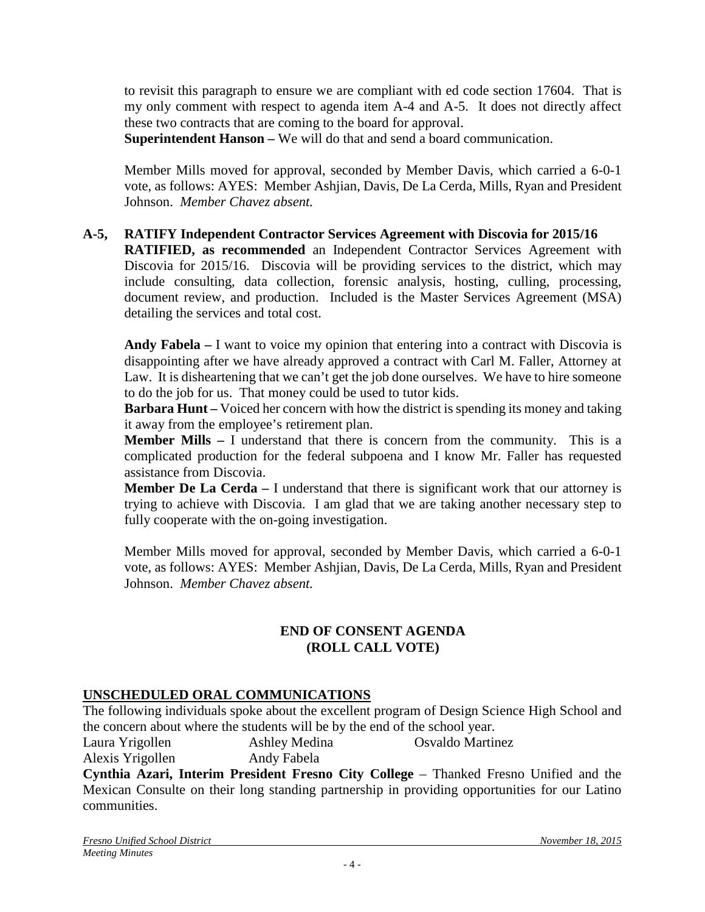to revisit this paragraph to ensure we are compliant with ed code section 17604. That is my only comment with respect to agenda item A-4 and A-5. It does not directly affect these two contracts that are coming to the board for approval.
**Superintendent Hanson –** We will do that and send a board communication.

Member Mills moved for approval, seconded by Member Davis, which carried a 6-0-1 vote, as follows: AYES: Member Ashjian, Davis, De La Cerda, Mills, Ryan and President Johnson. *Member Chavez absent.*

**A-5, RATIFY Independent Contractor Services Agreement with Discovia for 2015/16**
**RATIFIED, as recommended** an Independent Contractor Services Agreement with Discovia for 2015/16. Discovia will be providing services to the district, which may include consulting, data collection, forensic analysis, hosting, culling, processing, document review, and production. Included is the Master Services Agreement (MSA) detailing the services and total cost.

**Andy Fabela –** I want to voice my opinion that entering into a contract with Discovia is disappointing after we have already approved a contract with Carl M. Faller, Attorney at Law. It is disheartening that we can't get the job done ourselves. We have to hire someone to do the job for us. That money could be used to tutor kids.
**Barbara Hunt –** Voiced her concern with how the district is spending its money and taking it away from the employee's retirement plan.
**Member Mills –** I understand that there is concern from the community. This is a complicated production for the federal subpoena and I know Mr. Faller has requested assistance from Discovia.
**Member De La Cerda –** I understand that there is significant work that our attorney is trying to achieve with Discovia. I am glad that we are taking another necessary step to fully cooperate with the on-going investigation.

Member Mills moved for approval, seconded by Member Davis, which carried a 6-0-1 vote, as follows: AYES: Member Ashjian, Davis, De La Cerda, Mills, Ryan and President Johnson. *Member Chavez absent.*

**END OF CONSENT AGENDA**
**(ROLL CALL VOTE)**

## UNSCHEDULED ORAL COMMUNICATIONS

The following individuals spoke about the excellent program of Design Science High School and the concern about where the students will be by the end of the school year.

Laura Yrigollen    Ashley Medina    Osvaldo Martinez
Alexis Yrigollen    Andy Fabela

**Cynthia Azari, Interim President Fresno City College** – Thanked Fresno Unified and the Mexican Consulte on their long standing partnership in providing opportunities for our Latino communities.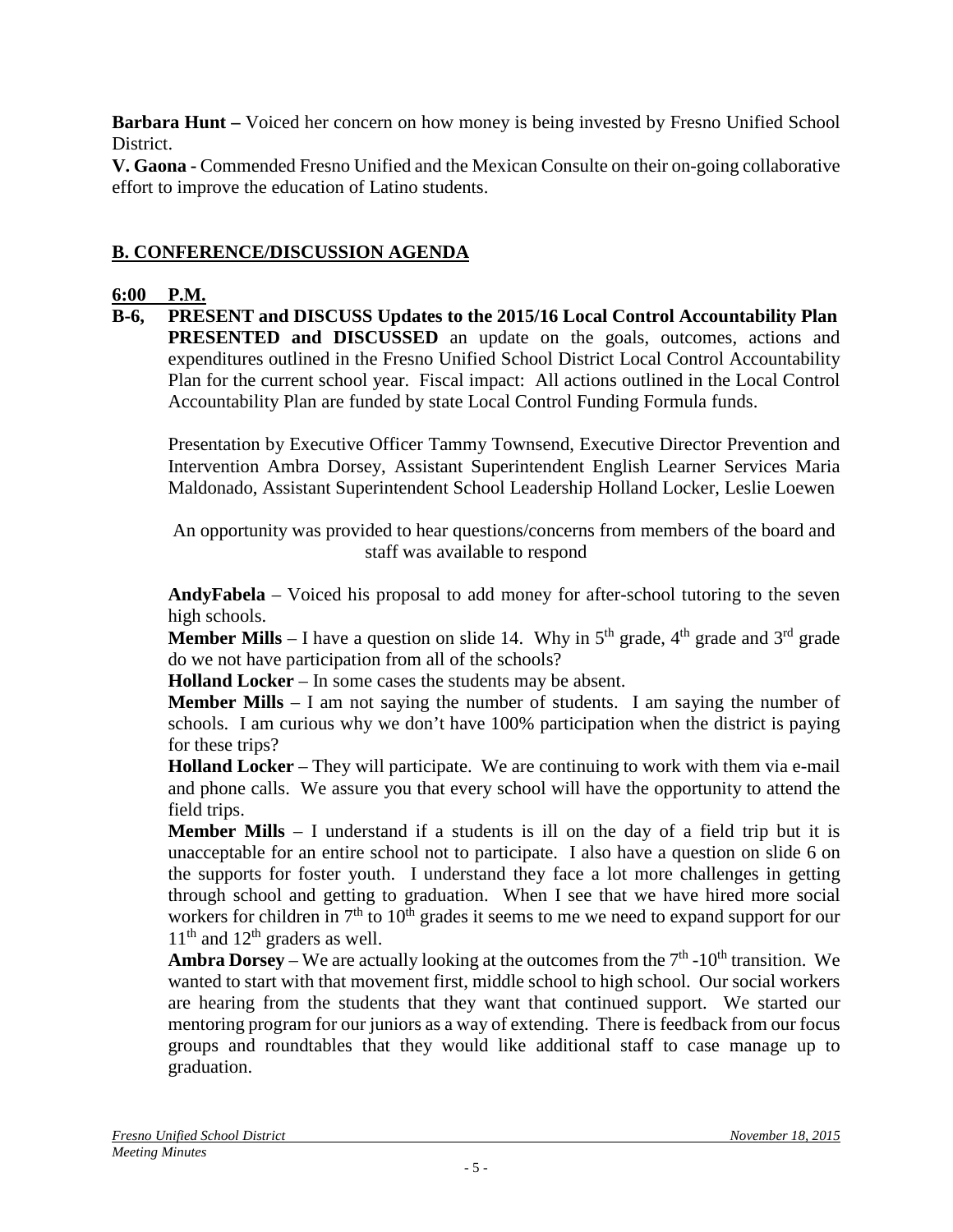**Barbara Hunt –** Voiced her concern on how money is being invested by Fresno Unified School District.

**V. Gaona -** Commended Fresno Unified and the Mexican Consulte on their on-going collaborative effort to improve the education of Latino students.

## B. CONFERENCE/DISCUSSION AGENDA

### 6:00 P.M.

**B-6, PRESENT and DISCUSS Updates to the 2015/16 Local Control Accountability Plan**

**PRESENTED and DISCUSSED** an update on the goals, outcomes, actions and expenditures outlined in the Fresno Unified School District Local Control Accountability Plan for the current school year. Fiscal impact: All actions outlined in the Local Control Accountability Plan are funded by state Local Control Funding Formula funds.

Presentation by Executive Officer Tammy Townsend, Executive Director Prevention and Intervention Ambra Dorsey, Assistant Superintendent English Learner Services Maria Maldonado, Assistant Superintendent School Leadership Holland Locker, Leslie Loewen

An opportunity was provided to hear questions/concerns from members of the board and staff was available to respond

**AndyFabela** – Voiced his proposal to add money for after-school tutoring to the seven high schools.

**Member Mills** – I have a question on slide 14. Why in 5th grade, 4th grade and 3rd grade do we not have participation from all of the schools?

**Holland Locker** – In some cases the students may be absent.

**Member Mills** – I am not saying the number of students. I am saying the number of schools. I am curious why we don't have 100% participation when the district is paying for these trips?

**Holland Locker** – They will participate. We are continuing to work with them via e-mail and phone calls. We assure you that every school will have the opportunity to attend the field trips.

**Member Mills** – I understand if a students is ill on the day of a field trip but it is unacceptable for an entire school not to participate. I also have a question on slide 6 on the supports for foster youth. I understand they face a lot more challenges in getting through school and getting to graduation. When I see that we have hired more social workers for children in 7th to 10th grades it seems to me we need to expand support for our 11th and 12th graders as well.

**Ambra Dorsey** – We are actually looking at the outcomes from the 7th -10th transition. We wanted to start with that movement first, middle school to high school. Our social workers are hearing from the students that they want that continued support. We started our mentoring program for our juniors as a way of extending. There is feedback from our focus groups and roundtables that they would like additional staff to case manage up to graduation.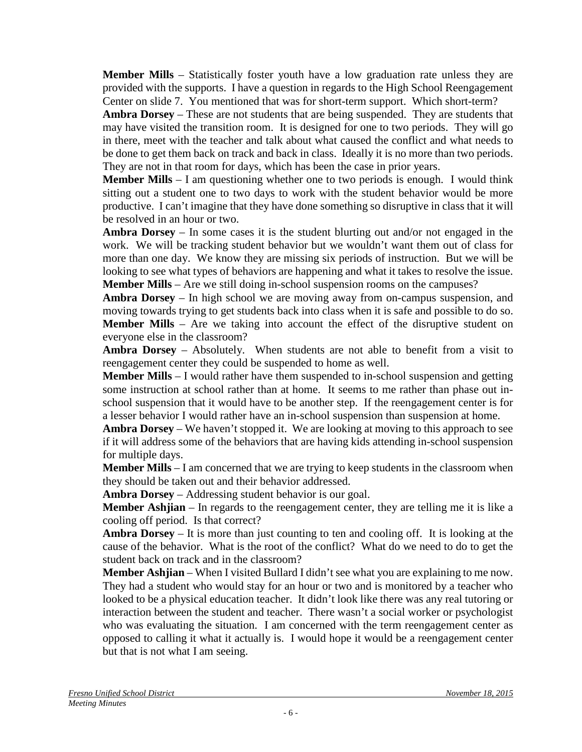**Member Mills** – Statistically foster youth have a low graduation rate unless they are provided with the supports. I have a question in regards to the High School Reengagement Center on slide 7. You mentioned that was for short-term support. Which short-term?

**Ambra Dorsey** – These are not students that are being suspended. They are students that may have visited the transition room. It is designed for one to two periods. They will go in there, meet with the teacher and talk about what caused the conflict and what needs to be done to get them back on track and back in class. Ideally it is no more than two periods. They are not in that room for days, which has been the case in prior years.

**Member Mills** – I am questioning whether one to two periods is enough. I would think sitting out a student one to two days to work with the student behavior would be more productive. I can't imagine that they have done something so disruptive in class that it will be resolved in an hour or two.

**Ambra Dorsey** – In some cases it is the student blurting out and/or not engaged in the work. We will be tracking student behavior but we wouldn't want them out of class for more than one day. We know they are missing six periods of instruction. But we will be looking to see what types of behaviors are happening and what it takes to resolve the issue.

**Member Mills** – Are we still doing in-school suspension rooms on the campuses?

**Ambra Dorsey** – In high school we are moving away from on-campus suspension, and moving towards trying to get students back into class when it is safe and possible to do so.

**Member Mills** – Are we taking into account the effect of the disruptive student on everyone else in the classroom?

**Ambra Dorsey** – Absolutely. When students are not able to benefit from a visit to reengagement center they could be suspended to home as well.

**Member Mills** – I would rather have them suspended to in-school suspension and getting some instruction at school rather than at home. It seems to me rather than phase out in-school suspension that it would have to be another step. If the reengagement center is for a lesser behavior I would rather have an in-school suspension than suspension at home.

**Ambra Dorsey** – We haven't stopped it. We are looking at moving to this approach to see if it will address some of the behaviors that are having kids attending in-school suspension for multiple days.

**Member Mills** – I am concerned that we are trying to keep students in the classroom when they should be taken out and their behavior addressed.

**Ambra Dorsey** – Addressing student behavior is our goal.

**Member Ashjian** – In regards to the reengagement center, they are telling me it is like a cooling off period. Is that correct?

**Ambra Dorsey** – It is more than just counting to ten and cooling off. It is looking at the cause of the behavior. What is the root of the conflict? What do we need to do to get the student back on track and in the classroom?

**Member Ashjian** – When I visited Bullard I didn't see what you are explaining to me now. They had a student who would stay for an hour or two and is monitored by a teacher who looked to be a physical education teacher. It didn't look like there was any real tutoring or interaction between the student and teacher. There wasn't a social worker or psychologist who was evaluating the situation. I am concerned with the term reengagement center as opposed to calling it what it actually is. I would hope it would be a reengagement center but that is not what I am seeing.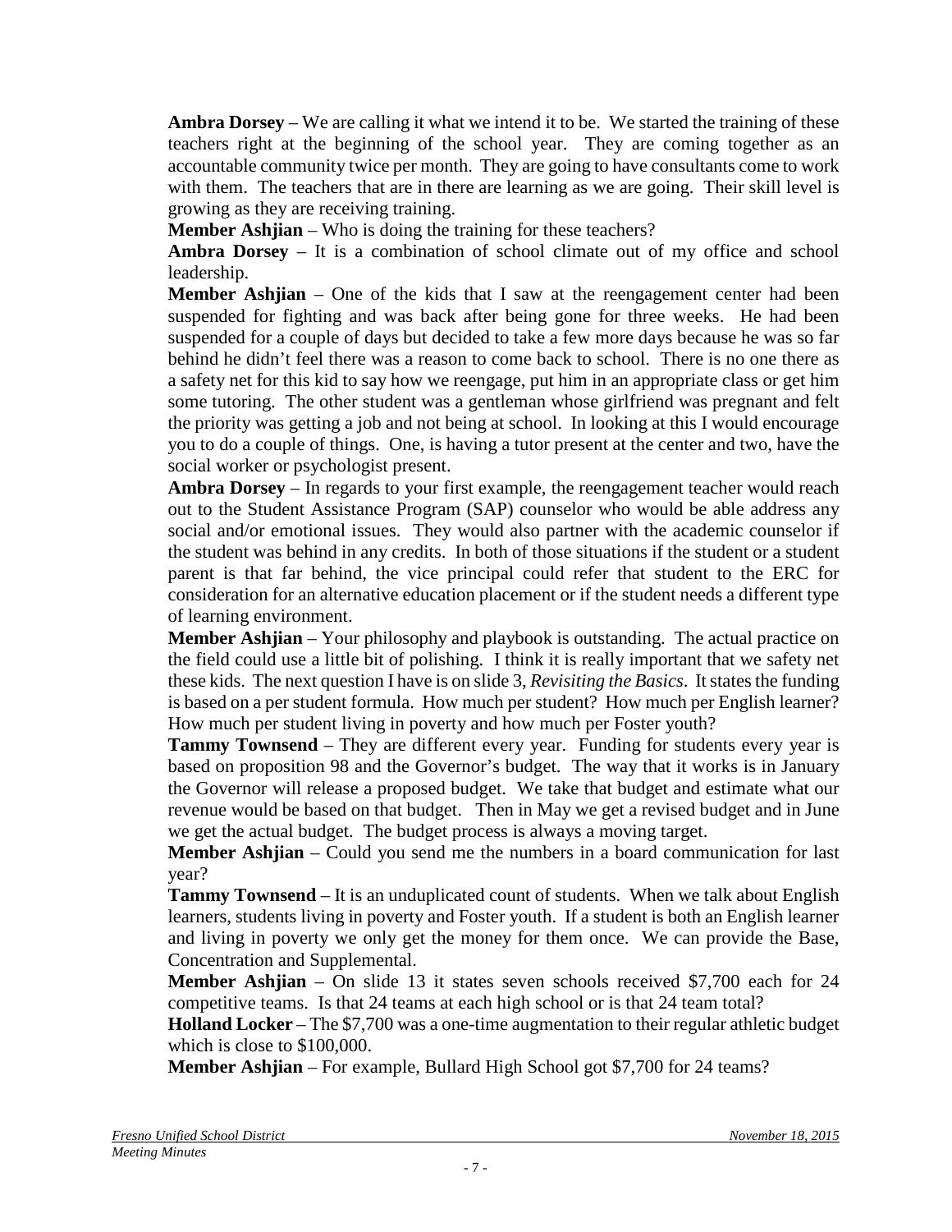**Ambra Dorsey** – We are calling it what we intend it to be. We started the training of these teachers right at the beginning of the school year. They are coming together as an accountable community twice per month. They are going to have consultants come to work with them. The teachers that are in there are learning as we are going. Their skill level is growing as they are receiving training.

**Member Ashjian** – Who is doing the training for these teachers?

**Ambra Dorsey** – It is a combination of school climate out of my office and school leadership.

**Member Ashjian** – One of the kids that I saw at the reengagement center had been suspended for fighting and was back after being gone for three weeks. He had been suspended for a couple of days but decided to take a few more days because he was so far behind he didn't feel there was a reason to come back to school. There is no one there as a safety net for this kid to say how we reengage, put him in an appropriate class or get him some tutoring. The other student was a gentleman whose girlfriend was pregnant and felt the priority was getting a job and not being at school. In looking at this I would encourage you to do a couple of things. One, is having a tutor present at the center and two, have the social worker or psychologist present.

**Ambra Dorsey** – In regards to your first example, the reengagement teacher would reach out to the Student Assistance Program (SAP) counselor who would be able address any social and/or emotional issues. They would also partner with the academic counselor if the student was behind in any credits. In both of those situations if the student or a student parent is that far behind, the vice principal could refer that student to the ERC for consideration for an alternative education placement or if the student needs a different type of learning environment.

**Member Ashjian** – Your philosophy and playbook is outstanding. The actual practice on the field could use a little bit of polishing. I think it is really important that we safety net these kids. The next question I have is on slide 3, *Revisiting the Basics*. It states the funding is based on a per student formula. How much per student? How much per English learner? How much per student living in poverty and how much per Foster youth?

**Tammy Townsend** – They are different every year. Funding for students every year is based on proposition 98 and the Governor's budget. The way that it works is in January the Governor will release a proposed budget. We take that budget and estimate what our revenue would be based on that budget. Then in May we get a revised budget and in June we get the actual budget. The budget process is always a moving target.

**Member Ashjian** – Could you send me the numbers in a board communication for last year?

**Tammy Townsend** – It is an unduplicated count of students. When we talk about English learners, students living in poverty and Foster youth. If a student is both an English learner and living in poverty we only get the money for them once. We can provide the Base, Concentration and Supplemental.

**Member Ashjian** – On slide 13 it states seven schools received $7,700 each for 24 competitive teams. Is that 24 teams at each high school or is that 24 team total?

**Holland Locker** – The $7,700 was a one-time augmentation to their regular athletic budget which is close to $100,000.

**Member Ashjian** – For example, Bullard High School got $7,700 for 24 teams?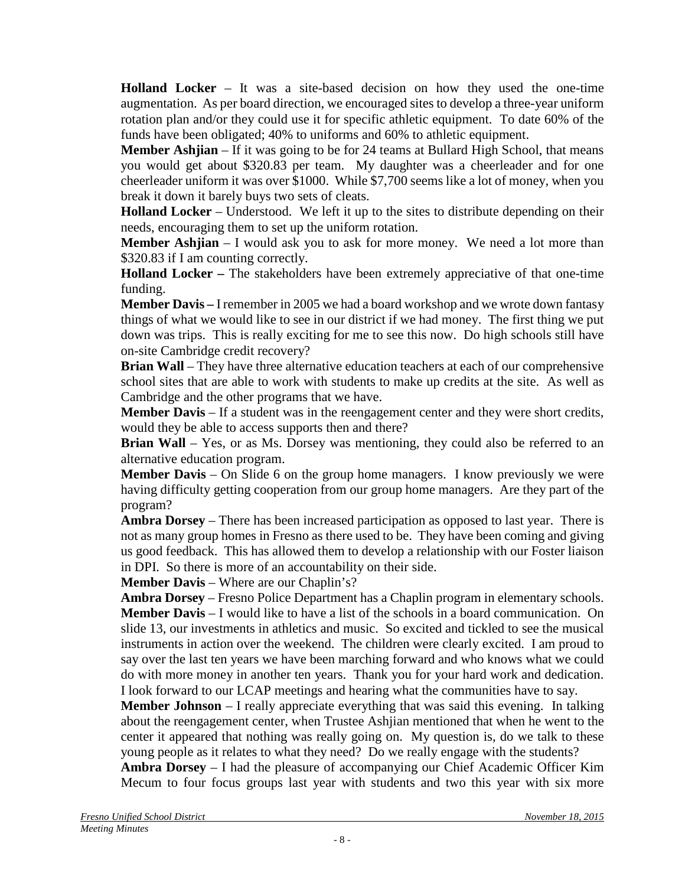**Holland Locker** – It was a site-based decision on how they used the one-time augmentation. As per board direction, we encouraged sites to develop a three-year uniform rotation plan and/or they could use it for specific athletic equipment. To date 60% of the funds have been obligated; 40% to uniforms and 60% to athletic equipment.

**Member Ashjian** – If it was going to be for 24 teams at Bullard High School, that means you would get about $320.83 per team. My daughter was a cheerleader and for one cheerleader uniform it was over $1000. While $7,700 seems like a lot of money, when you break it down it barely buys two sets of cleats.

**Holland Locker** – Understood. We left it up to the sites to distribute depending on their needs, encouraging them to set up the uniform rotation.

**Member Ashjian** – I would ask you to ask for more money. We need a lot more than $320.83 if I am counting correctly.

**Holland Locker –** The stakeholders have been extremely appreciative of that one-time funding.

**Member Davis –** I remember in 2005 we had a board workshop and we wrote down fantasy things of what we would like to see in our district if we had money. The first thing we put down was trips. This is really exciting for me to see this now. Do high schools still have on-site Cambridge credit recovery?

**Brian Wall** – They have three alternative education teachers at each of our comprehensive school sites that are able to work with students to make up credits at the site. As well as Cambridge and the other programs that we have.

**Member Davis** – If a student was in the reengagement center and they were short credits, would they be able to access supports then and there?

**Brian Wall** – Yes, or as Ms. Dorsey was mentioning, they could also be referred to an alternative education program.

**Member Davis** – On Slide 6 on the group home managers. I know previously we were having difficulty getting cooperation from our group home managers. Are they part of the program?

**Ambra Dorsey** – There has been increased participation as opposed to last year. There is not as many group homes in Fresno as there used to be. They have been coming and giving us good feedback. This has allowed them to develop a relationship with our Foster liaison in DPI. So there is more of an accountability on their side.

**Member Davis** – Where are our Chaplin's?

**Ambra Dorsey** – Fresno Police Department has a Chaplin program in elementary schools.

**Member Davis** – I would like to have a list of the schools in a board communication. On slide 13, our investments in athletics and music. So excited and tickled to see the musical instruments in action over the weekend. The children were clearly excited. I am proud to say over the last ten years we have been marching forward and who knows what we could do with more money in another ten years. Thank you for your hard work and dedication. I look forward to our LCAP meetings and hearing what the communities have to say.

**Member Johnson** – I really appreciate everything that was said this evening. In talking about the reengagement center, when Trustee Ashjian mentioned that when he went to the center it appeared that nothing was really going on. My question is, do we talk to these young people as it relates to what they need? Do we really engage with the students?

**Ambra Dorsey** – I had the pleasure of accompanying our Chief Academic Officer Kim Mecum to four focus groups last year with students and two this year with six more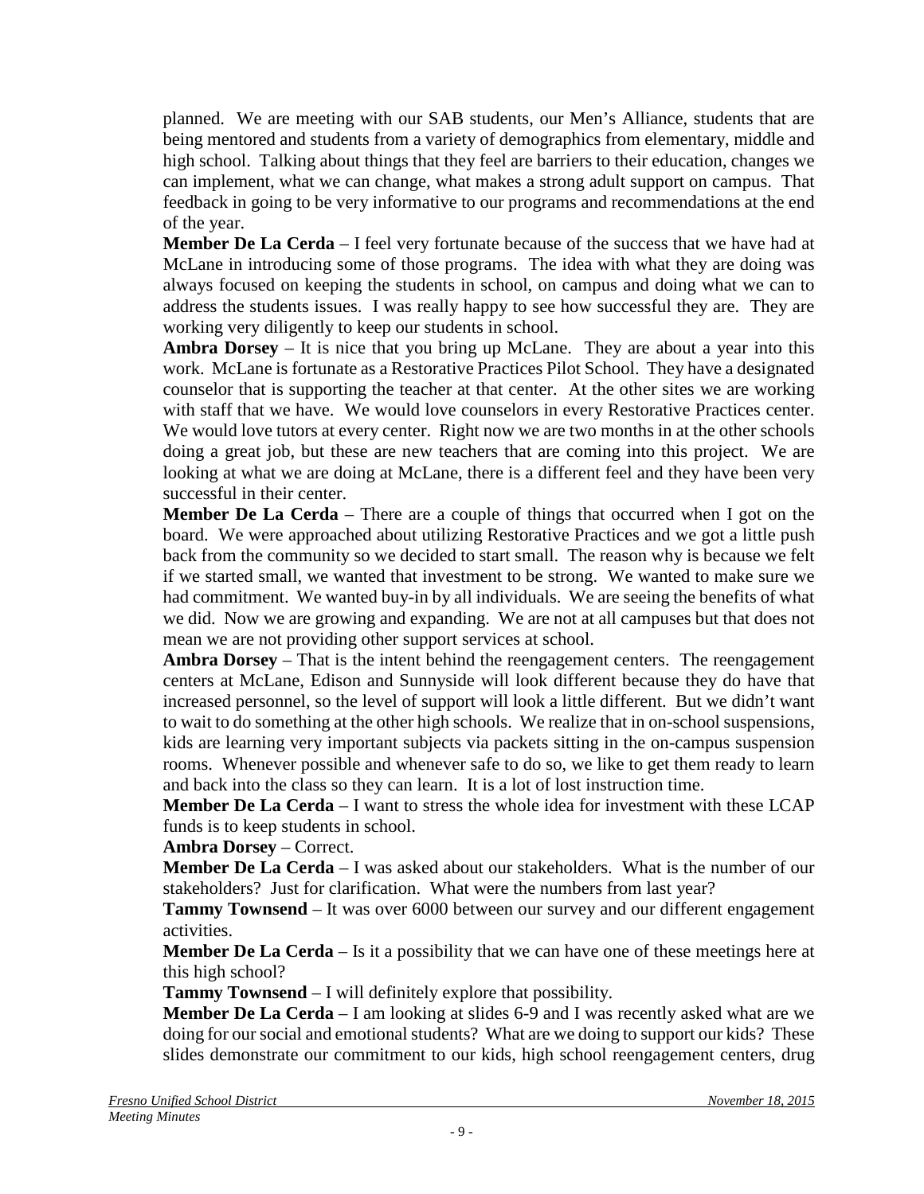planned. We are meeting with our SAB students, our Men's Alliance, students that are being mentored and students from a variety of demographics from elementary, middle and high school. Talking about things that they feel are barriers to their education, changes we can implement, what we can change, what makes a strong adult support on campus. That feedback in going to be very informative to our programs and recommendations at the end of the year.

**Member De La Cerda** – I feel very fortunate because of the success that we have had at McLane in introducing some of those programs. The idea with what they are doing was always focused on keeping the students in school, on campus and doing what we can to address the students issues. I was really happy to see how successful they are. They are working very diligently to keep our students in school.

**Ambra Dorsey** – It is nice that you bring up McLane. They are about a year into this work. McLane is fortunate as a Restorative Practices Pilot School. They have a designated counselor that is supporting the teacher at that center. At the other sites we are working with staff that we have. We would love counselors in every Restorative Practices center. We would love tutors at every center. Right now we are two months in at the other schools doing a great job, but these are new teachers that are coming into this project. We are looking at what we are doing at McLane, there is a different feel and they have been very successful in their center.

**Member De La Cerda** – There are a couple of things that occurred when I got on the board. We were approached about utilizing Restorative Practices and we got a little push back from the community so we decided to start small. The reason why is because we felt if we started small, we wanted that investment to be strong. We wanted to make sure we had commitment. We wanted buy-in by all individuals. We are seeing the benefits of what we did. Now we are growing and expanding. We are not at all campuses but that does not mean we are not providing other support services at school.

**Ambra Dorsey** – That is the intent behind the reengagement centers. The reengagement centers at McLane, Edison and Sunnyside will look different because they do have that increased personnel, so the level of support will look a little different. But we didn't want to wait to do something at the other high schools. We realize that in on-school suspensions, kids are learning very important subjects via packets sitting in the on-campus suspension rooms. Whenever possible and whenever safe to do so, we like to get them ready to learn and back into the class so they can learn. It is a lot of lost instruction time.

**Member De La Cerda** – I want to stress the whole idea for investment with these LCAP funds is to keep students in school.

**Ambra Dorsey** – Correct.

**Member De La Cerda** – I was asked about our stakeholders. What is the number of our stakeholders? Just for clarification. What were the numbers from last year?

**Tammy Townsend** – It was over 6000 between our survey and our different engagement activities.

**Member De La Cerda** – Is it a possibility that we can have one of these meetings here at this high school?

**Tammy Townsend** – I will definitely explore that possibility.

**Member De La Cerda** – I am looking at slides 6-9 and I was recently asked what are we doing for our social and emotional students? What are we doing to support our kids? These slides demonstrate our commitment to our kids, high school reengagement centers, drug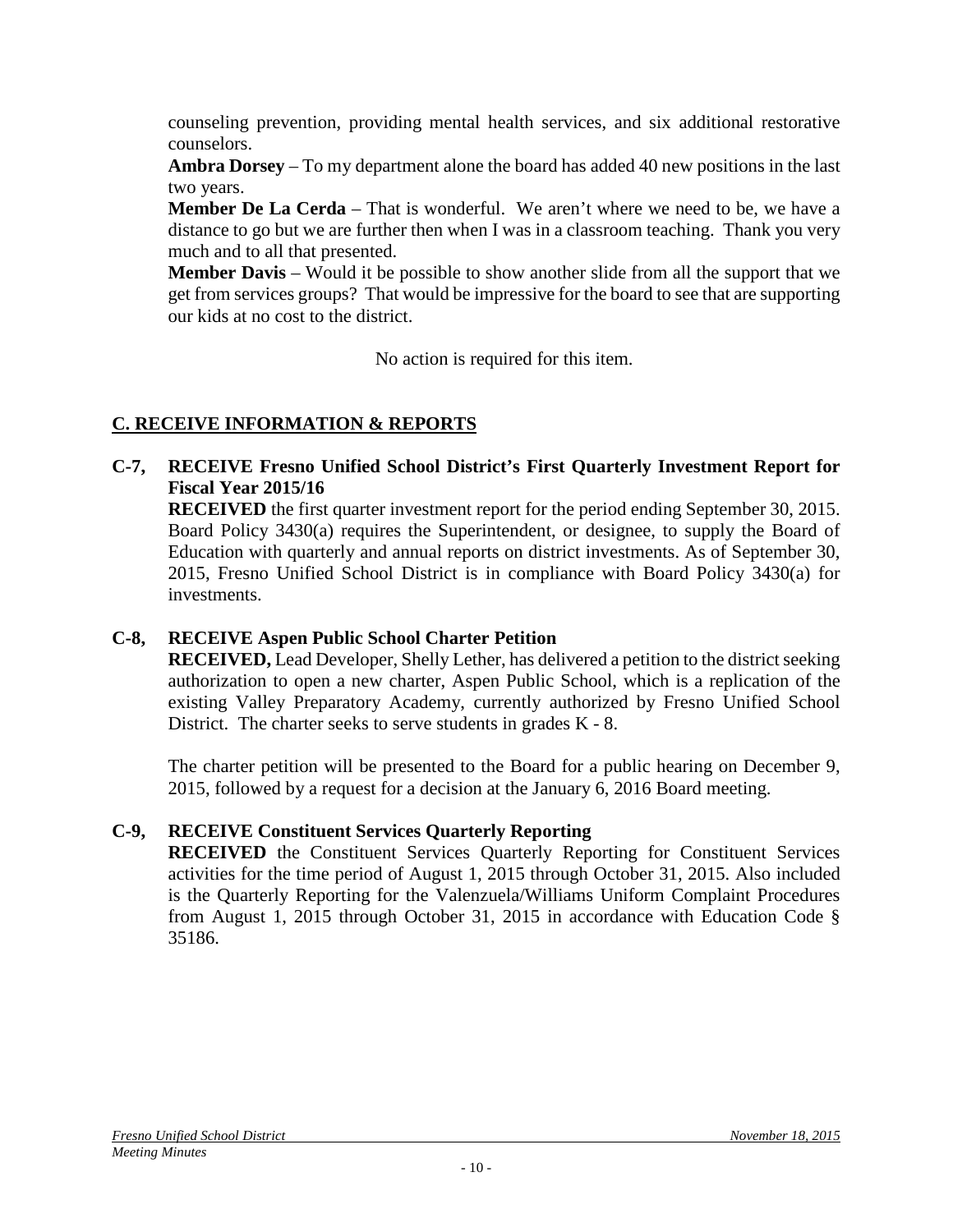counseling prevention, providing mental health services, and six additional restorative counselors.

**Ambra Dorsey** – To my department alone the board has added 40 new positions in the last two years.

**Member De La Cerda** – That is wonderful. We aren't where we need to be, we have a distance to go but we are further then when I was in a classroom teaching. Thank you very much and to all that presented.

**Member Davis** – Would it be possible to show another slide from all the support that we get from services groups? That would be impressive for the board to see that are supporting our kids at no cost to the district.

No action is required for this item.

## C. RECEIVE INFORMATION & REPORTS

**C-7, RECEIVE Fresno Unified School District's First Quarterly Investment Report for Fiscal Year 2015/16**

**RECEIVED** the first quarter investment report for the period ending September 30, 2015. Board Policy 3430(a) requires the Superintendent, or designee, to supply the Board of Education with quarterly and annual reports on district investments. As of September 30, 2015, Fresno Unified School District is in compliance with Board Policy 3430(a) for investments.

**C-8, RECEIVE Aspen Public School Charter Petition**

**RECEIVED,** Lead Developer, Shelly Lether, has delivered a petition to the district seeking authorization to open a new charter, Aspen Public School, which is a replication of the existing Valley Preparatory Academy, currently authorized by Fresno Unified School District. The charter seeks to serve students in grades K - 8.

The charter petition will be presented to the Board for a public hearing on December 9, 2015, followed by a request for a decision at the January 6, 2016 Board meeting.

**C-9, RECEIVE Constituent Services Quarterly Reporting**

**RECEIVED** the Constituent Services Quarterly Reporting for Constituent Services activities for the time period of August 1, 2015 through October 31, 2015. Also included is the Quarterly Reporting for the Valenzuela/Williams Uniform Complaint Procedures from August 1, 2015 through October 31, 2015 in accordance with Education Code § 35186.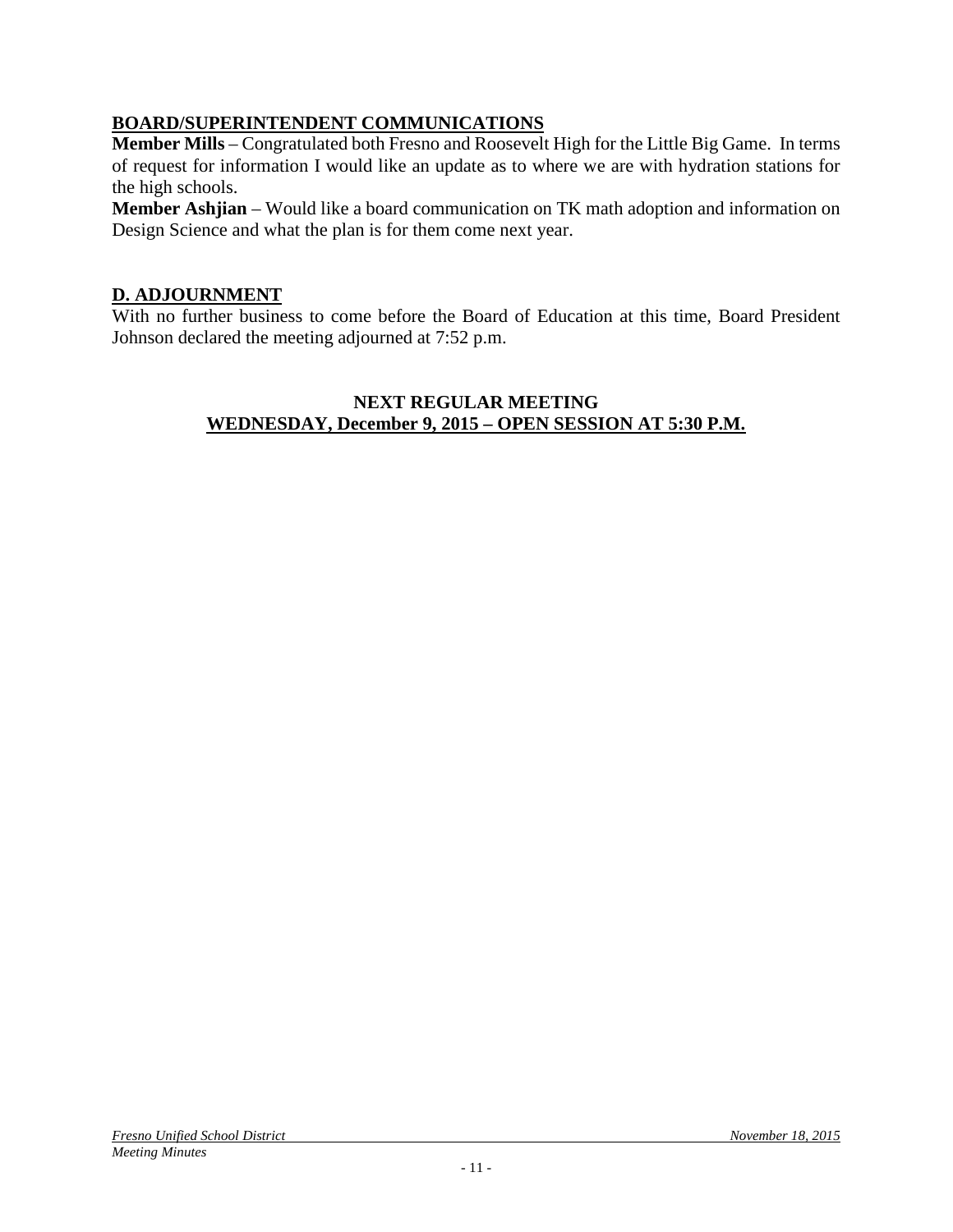## BOARD/SUPERINTENDENT COMMUNICATIONS

**Member Mills** – Congratulated both Fresno and Roosevelt High for the Little Big Game. In terms of request for information I would like an update as to where we are with hydration stations for the high schools.

**Member Ashjian** – Would like a board communication on TK math adoption and information on Design Science and what the plan is for them come next year.

## D. ADJOURNMENT

With no further business to come before the Board of Education at this time, Board President Johnson declared the meeting adjourned at 7:52 p.m.

**NEXT REGULAR MEETING**

**WEDNESDAY, December 9, 2015 – OPEN SESSION AT 5:30 P.M.**